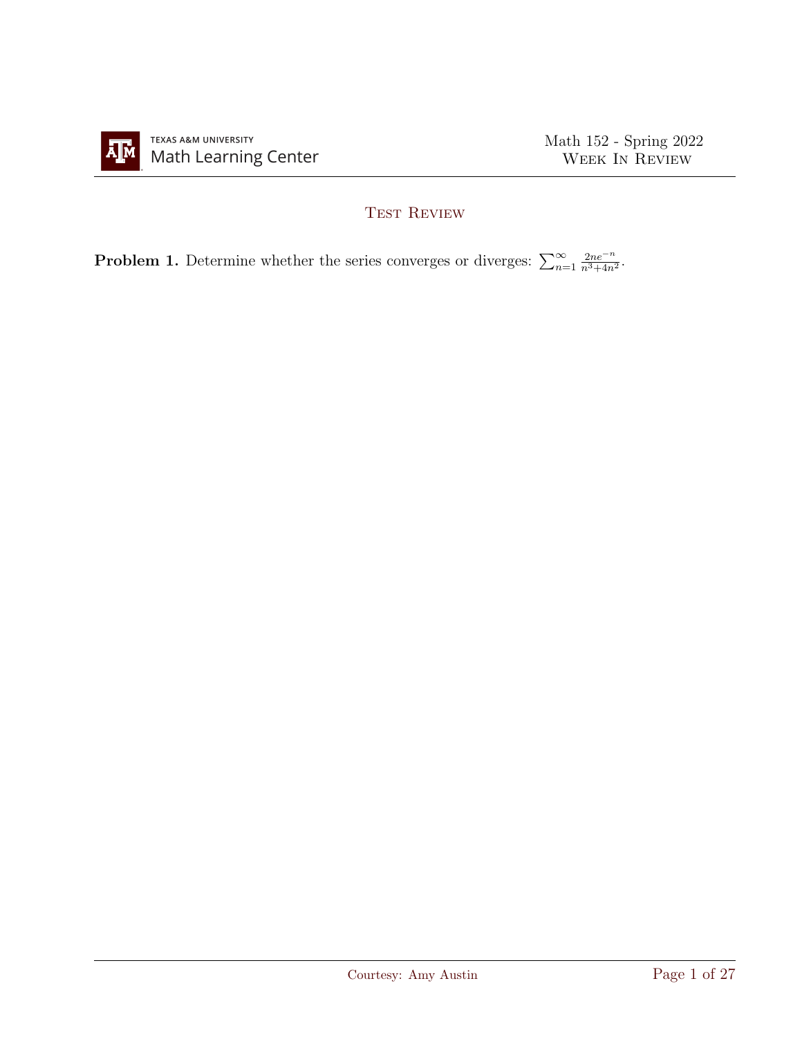## Test Review

**Problem 1.** Determine whether the series converges or diverges: $\sum_{n=1}^{\infty} \frac{2ne^{-n}}{n^3+4n^2}$.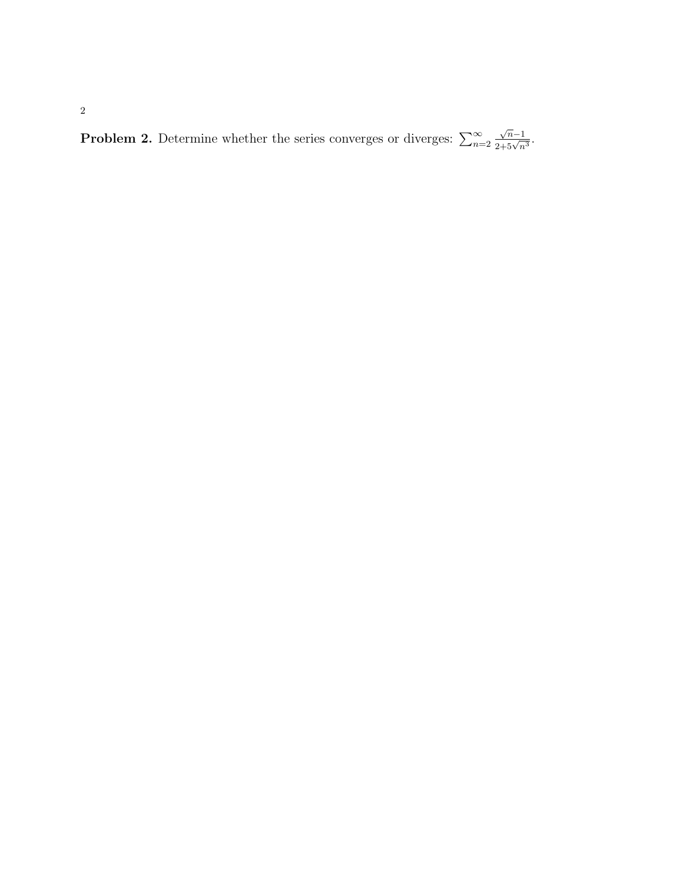**Problem 2.** Determine whether the series converges or diverges: $\sum_{n=2}^{\infty} \frac{\sqrt{n}-1}{2+5\sqrt{n^3}}$.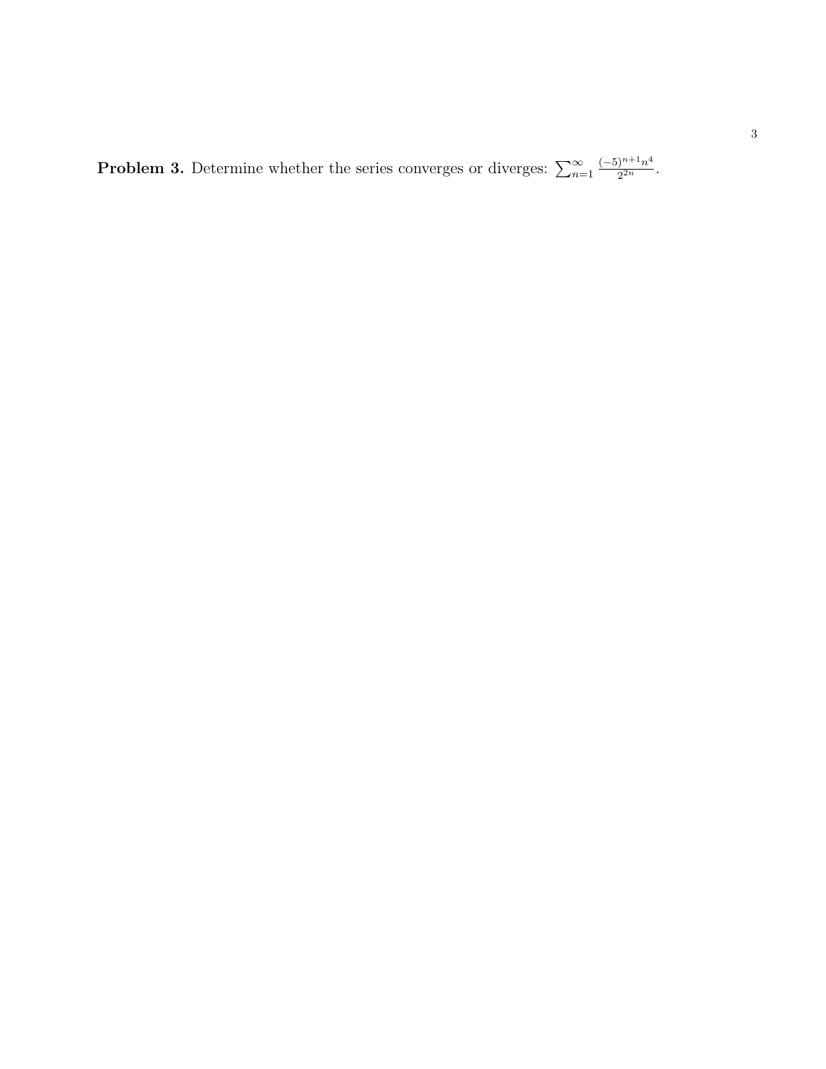**Problem 3.** Determine whether the series converges or diverges: $\sum_{n=1}^{\infty} \frac{(-5)^{n+1} n^4}{2^{2n}}$.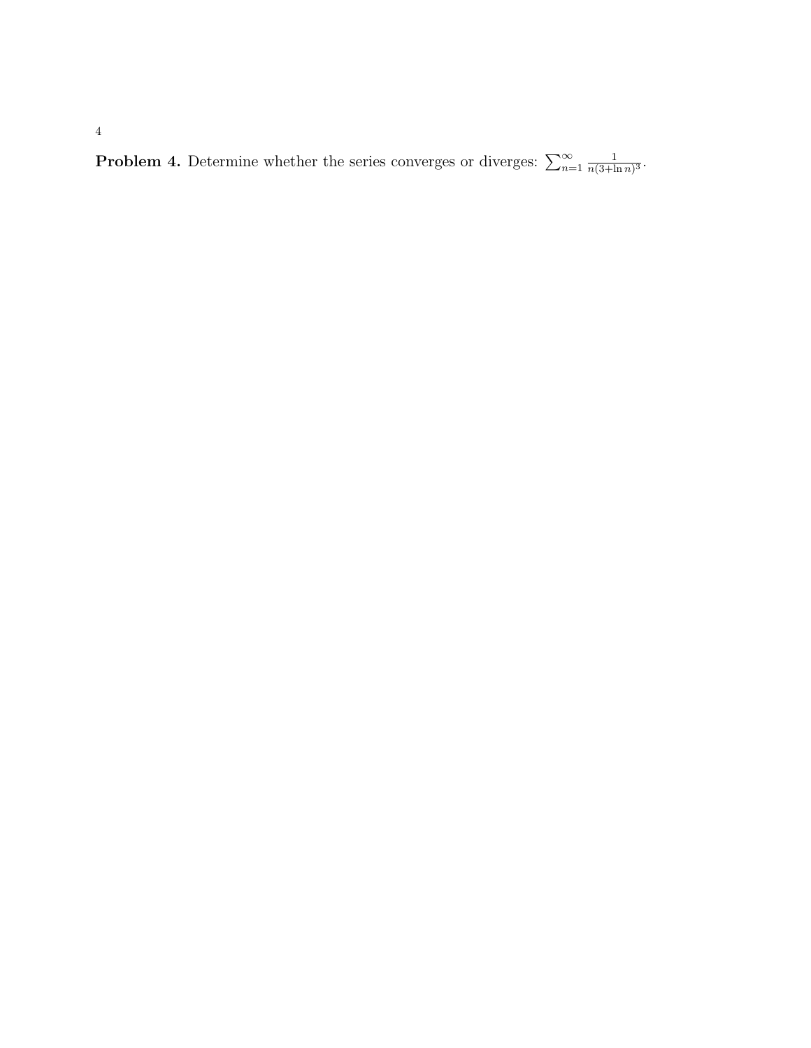**Problem 4.** Determine whether the series converges or diverges: $\sum_{n=1}^{\infty} \frac{1}{n(3+\ln n)^3}$.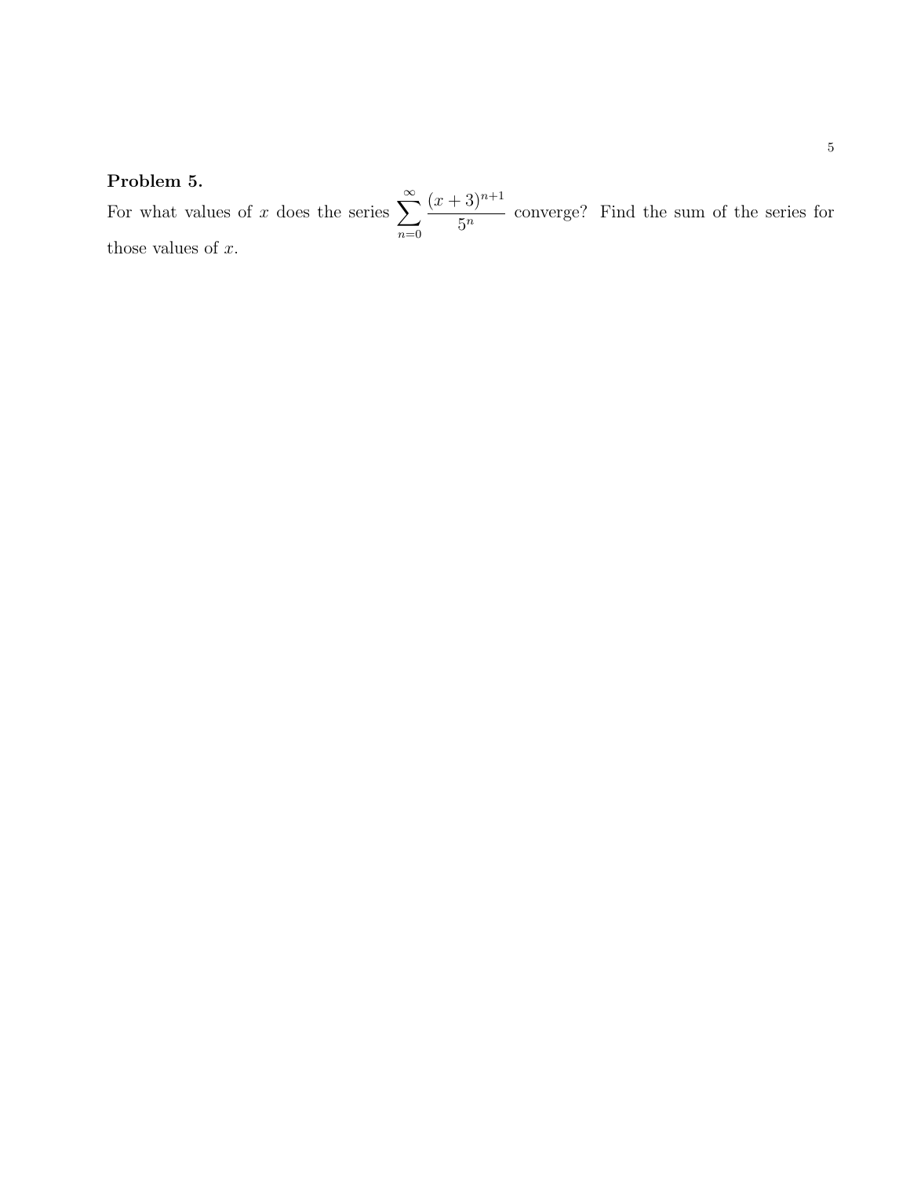**Problem 5.**

For what values of $x$ does the series $\sum_{n=0}^{\infty} \frac{(x+3)^{n+1}}{5^n}$ converge? Find the sum of the series for those values of $x$.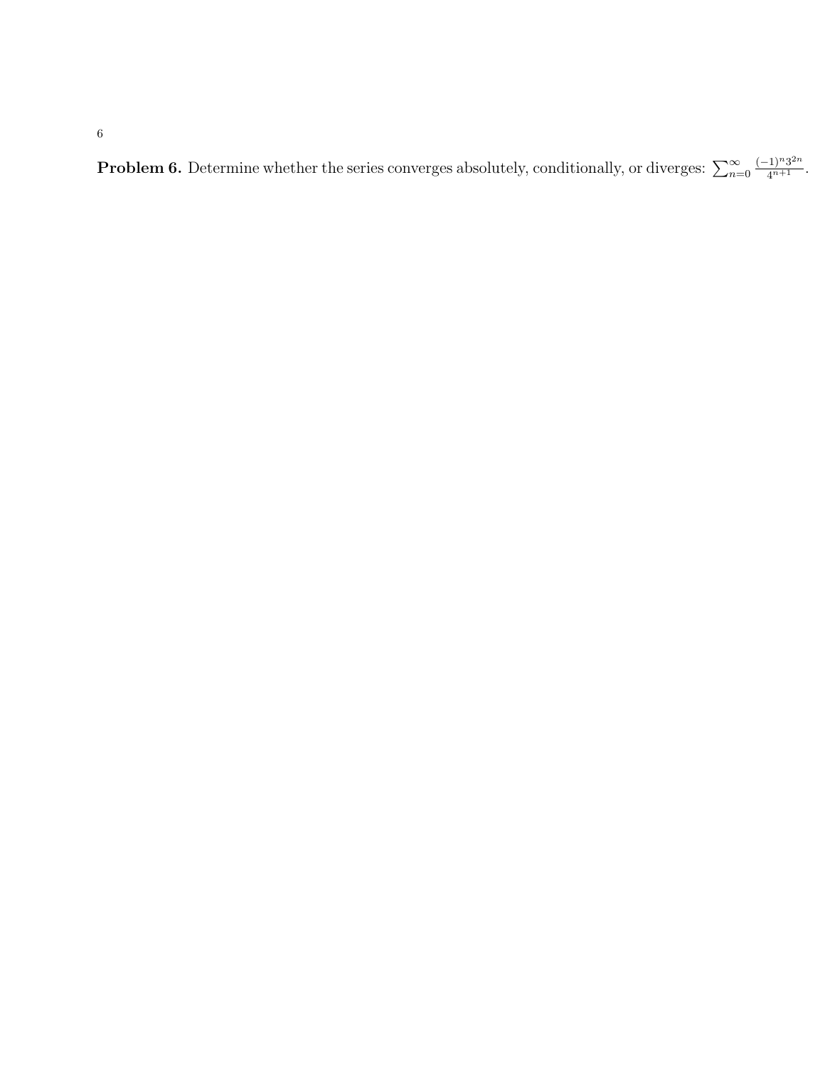**Problem 6.** Determine whether the series converges absolutely, conditionally, or diverges: $\sum_{n=0}^{\infty} \frac{(-1)^n 3^{2n}}{4^{n+1}}$.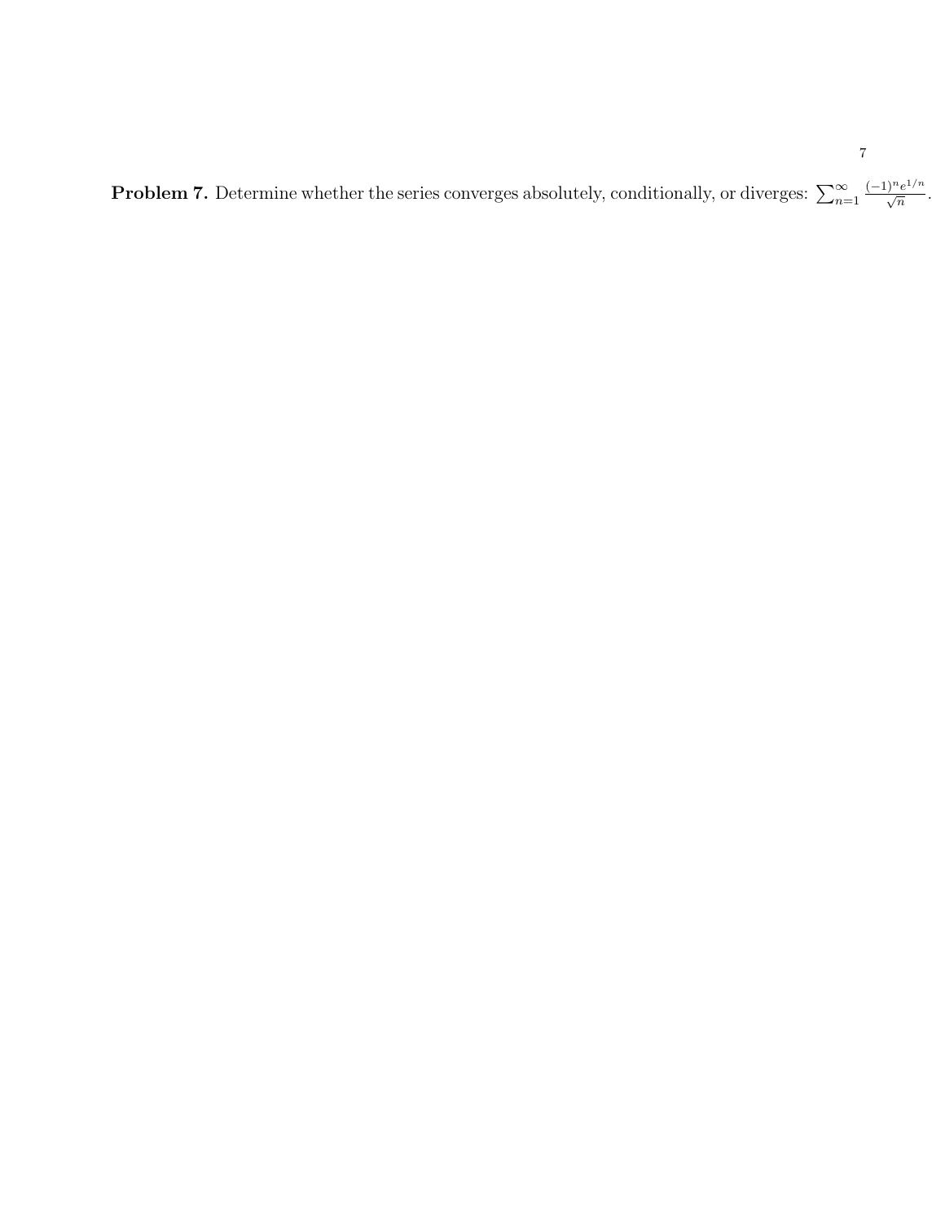**Problem 7.** Determine whether the series converges absolutely, conditionally, or diverges: $\sum_{n=1}^{\infty} \frac{(-1)^n e^{1/n}}{\sqrt{n}}$.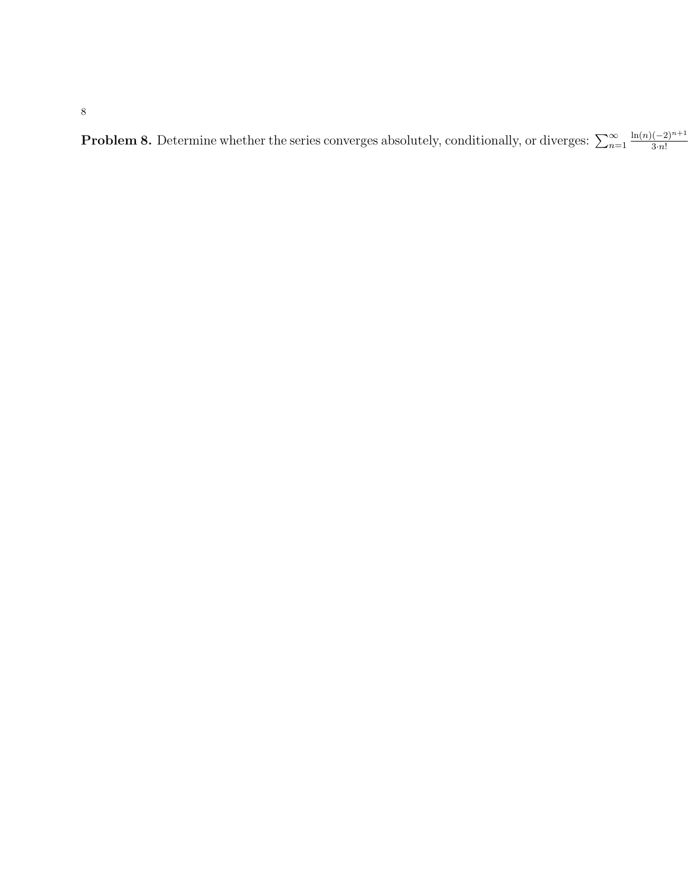**Problem 8.** Determine whether the series converges absolutely, conditionally, or diverges: $\sum_{n=1}^{\infty} \frac{\ln(n)(-2)^{n+1}}{3 \cdot n!}$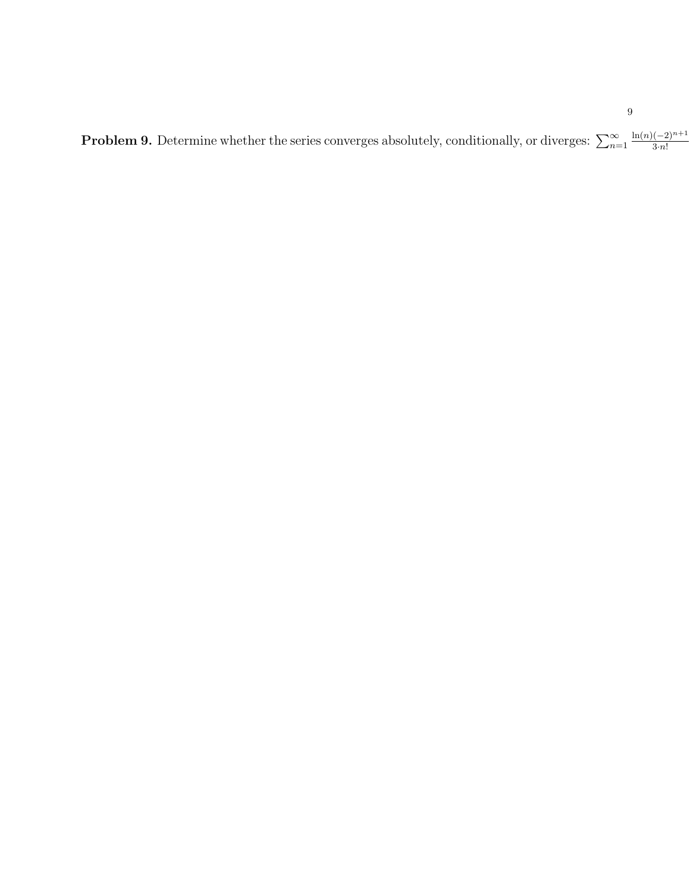**Problem 9.** Determine whether the series converges absolutely, conditionally, or diverges: $\sum_{n=1}^{\infty} \frac{\ln(n)(-2)^{n+1}}{3 \cdot n!}$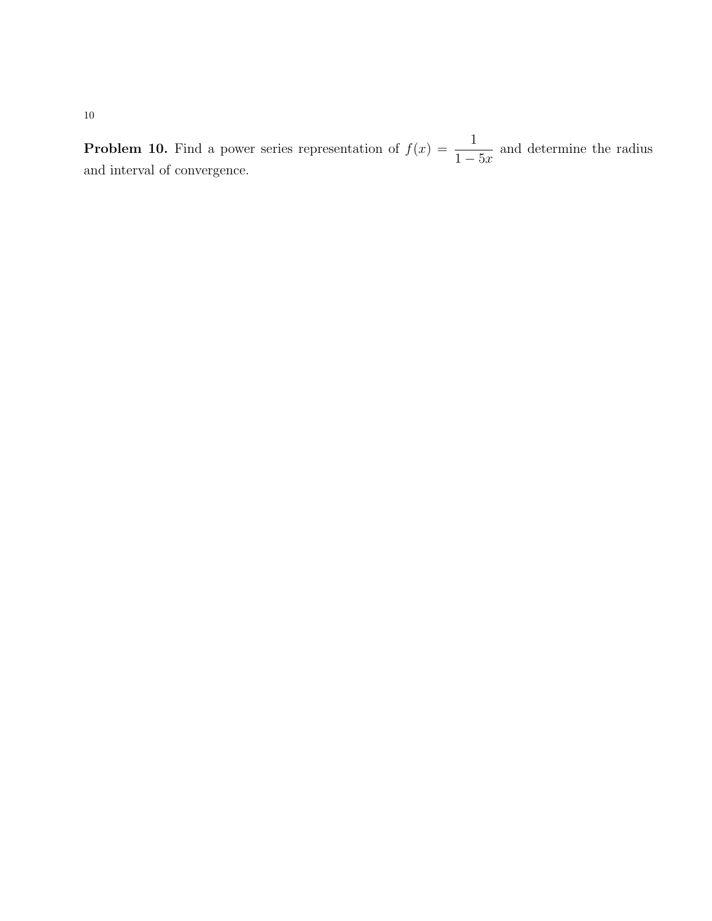**Problem 10.** Find a power series representation of $f(x) = \dfrac{1}{1-5x}$ and determine the radius and interval of convergence.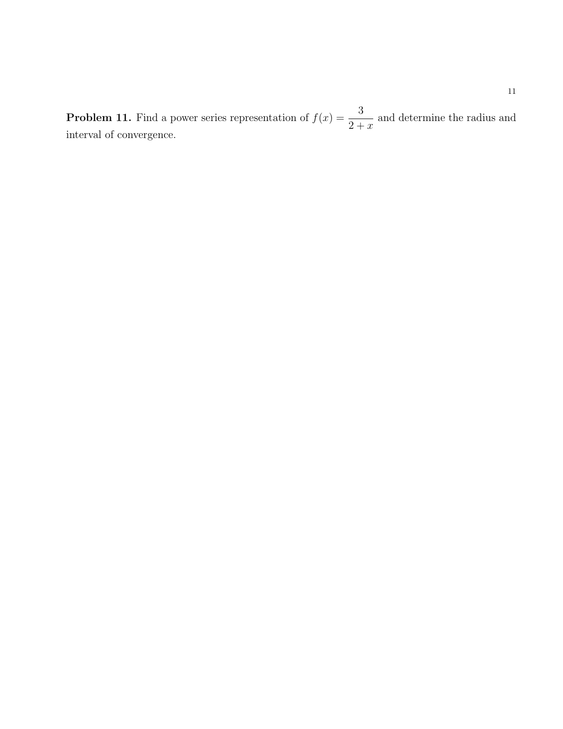**Problem 11.** Find a power series representation of $f(x) = \dfrac{3}{2+x}$ and determine the radius and interval of convergence.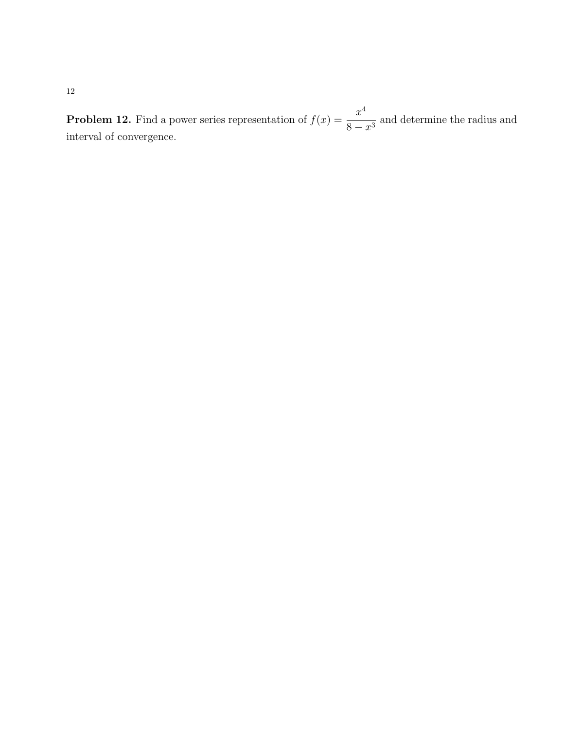**Problem 12.** Find a power series representation of $f(x) = \dfrac{x^4}{8 - x^3}$ and determine the radius and interval of convergence.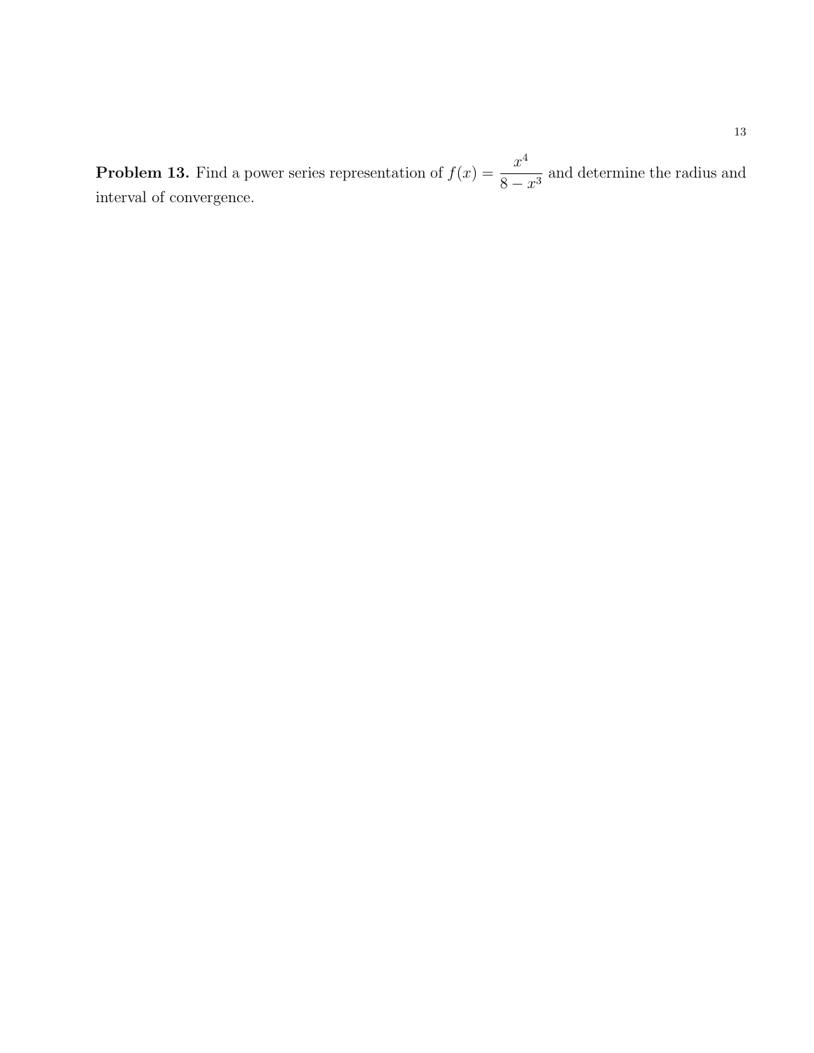**Problem 13.** Find a power series representation of $f(x) = \dfrac{x^4}{8 - x^3}$ and determine the radius and interval of convergence.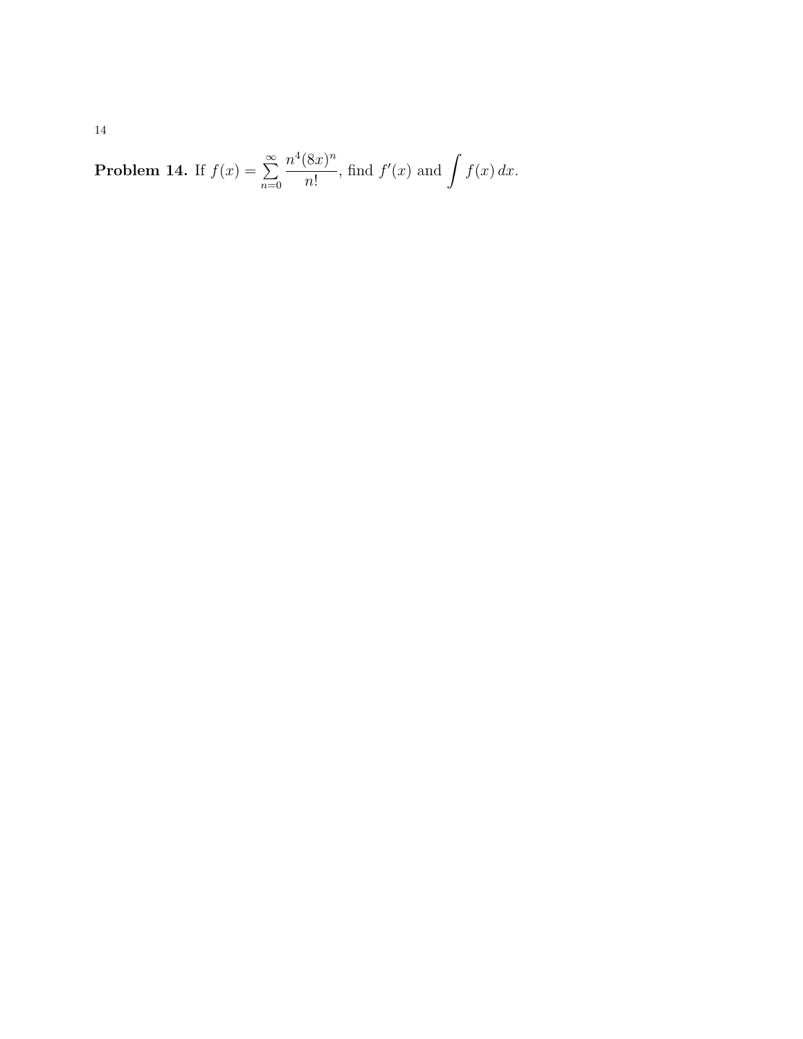**Problem 14.** If $f(x) = \sum_{n=0}^{\infty} \frac{n^4(8x)^n}{n!}$, find $f'(x)$ and $\int f(x)\,dx$.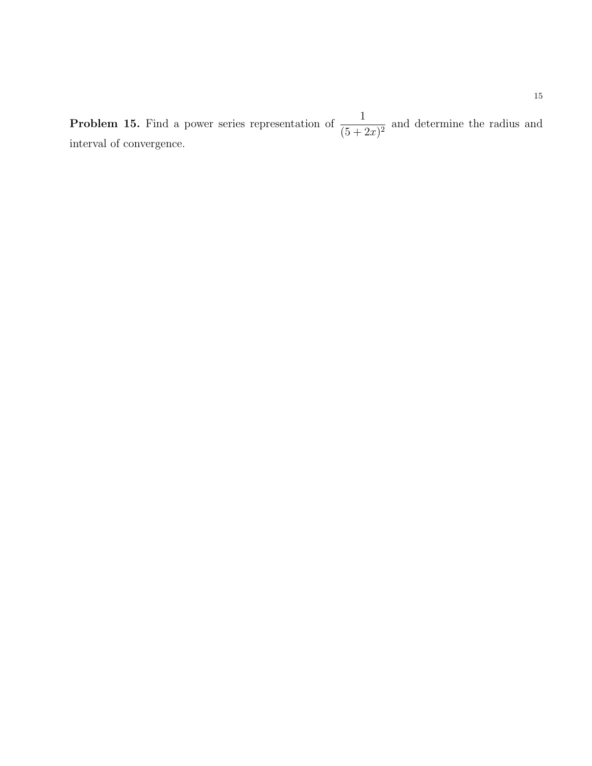**Problem 15.** Find a power series representation of $\dfrac{1}{(5+2x)^2}$ and determine the radius and interval of convergence.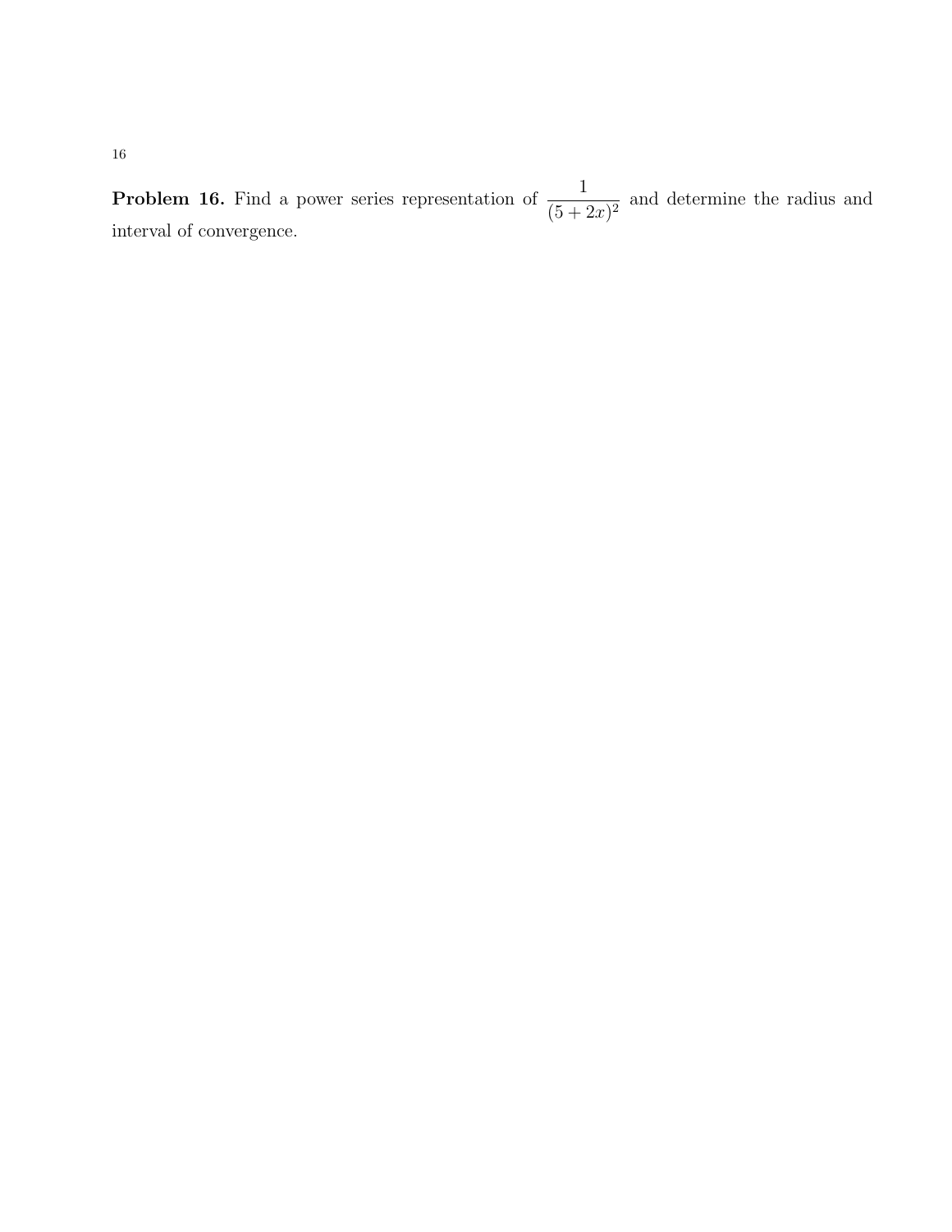**Problem 16.** Find a power series representation of $\dfrac{1}{(5+2x)^2}$ and determine the radius and interval of convergence.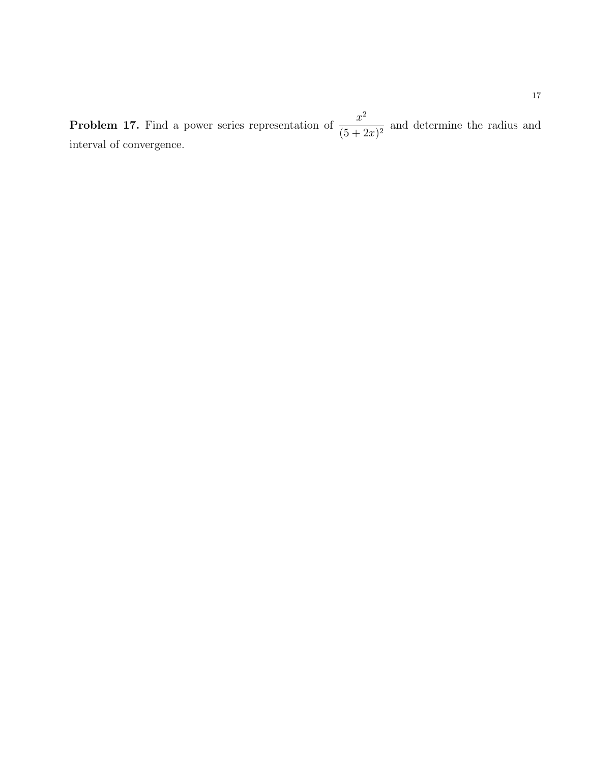**Problem 17.** Find a power series representation of $\dfrac{x^2}{(5+2x)^2}$ and determine the radius and interval of convergence.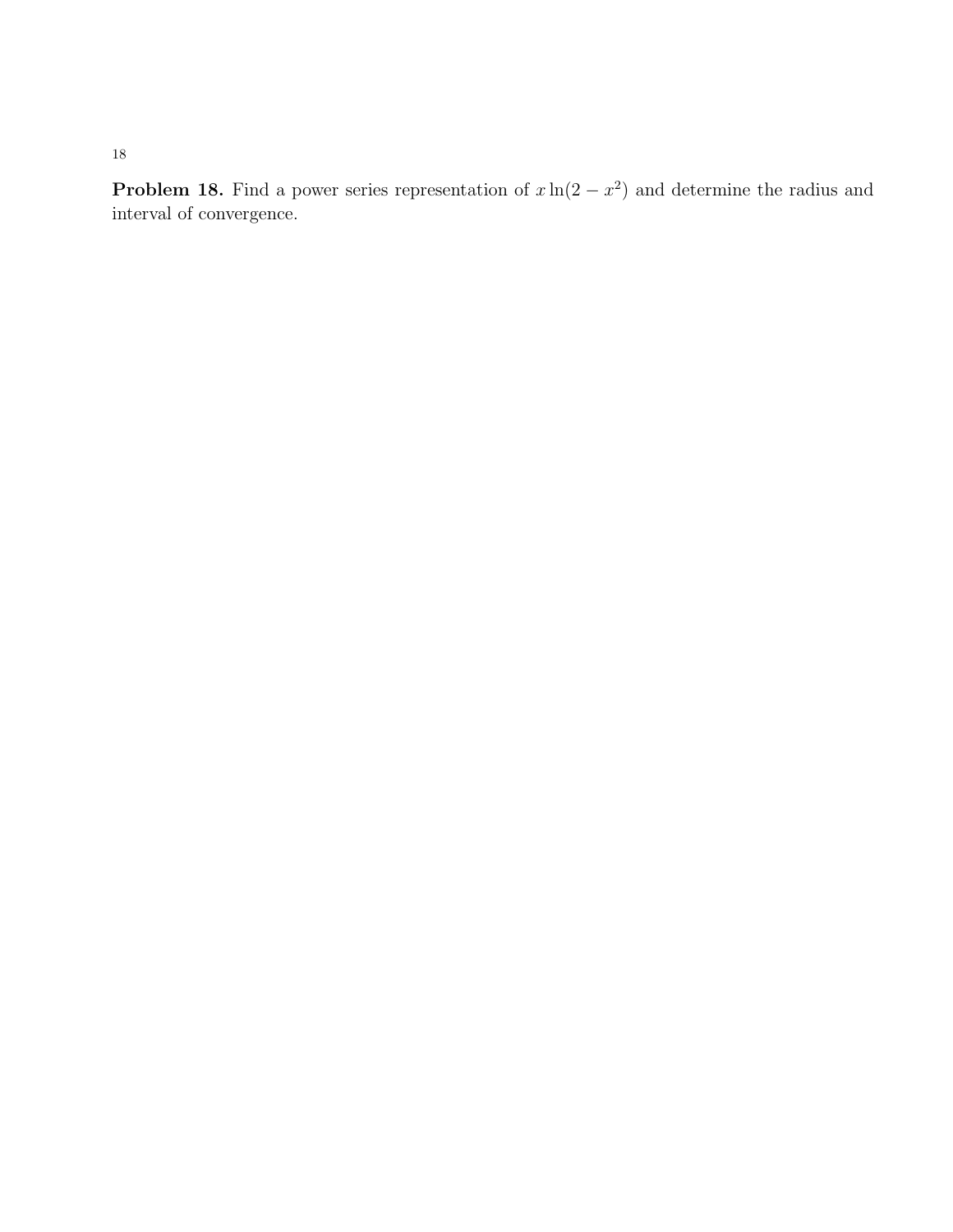**Problem 18.** Find a power series representation of $x \ln(2 - x^2)$ and determine the radius and interval of convergence.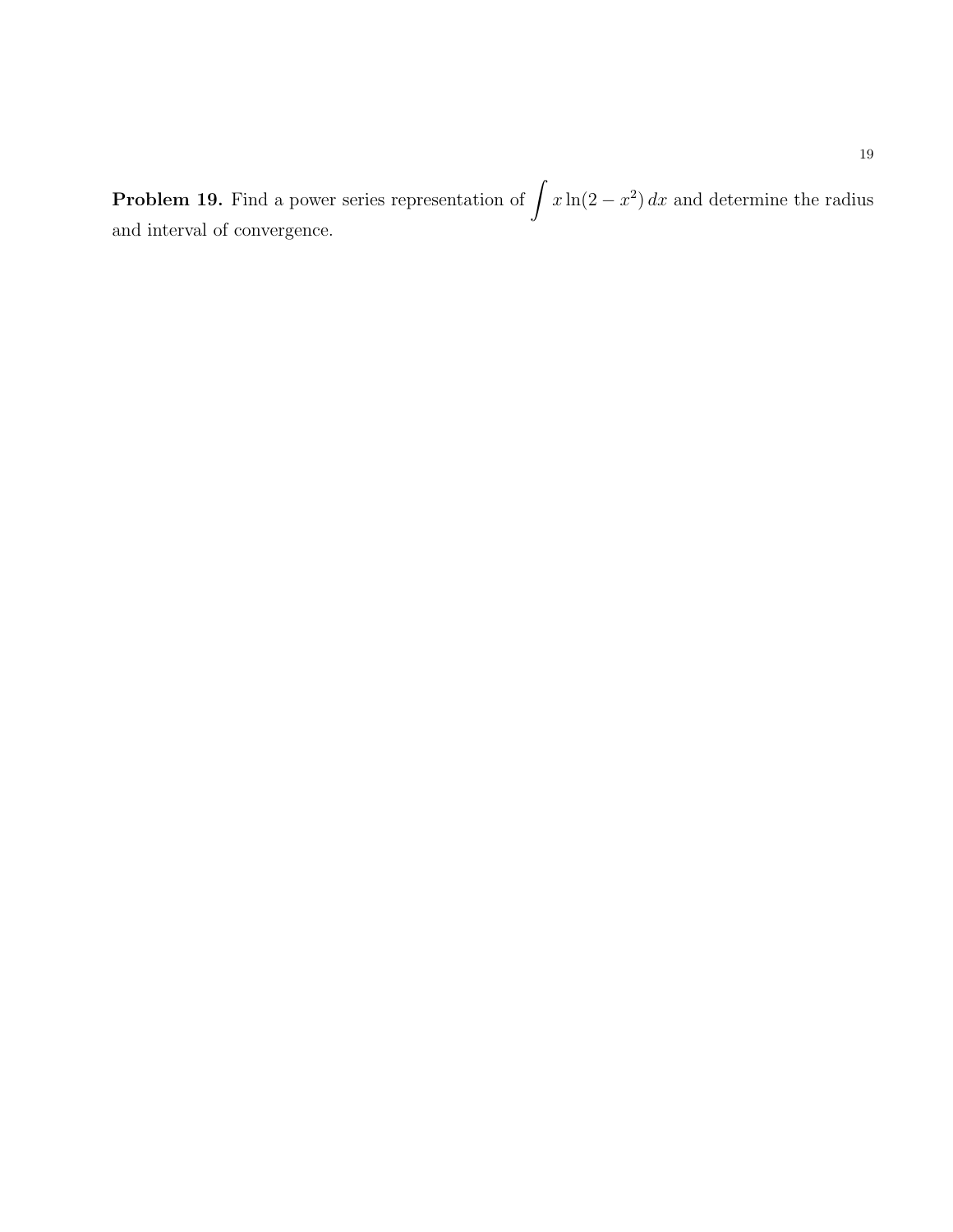**Problem 19.** Find a power series representation of $\int x \ln(2 - x^2)\, dx$ and determine the radius and interval of convergence.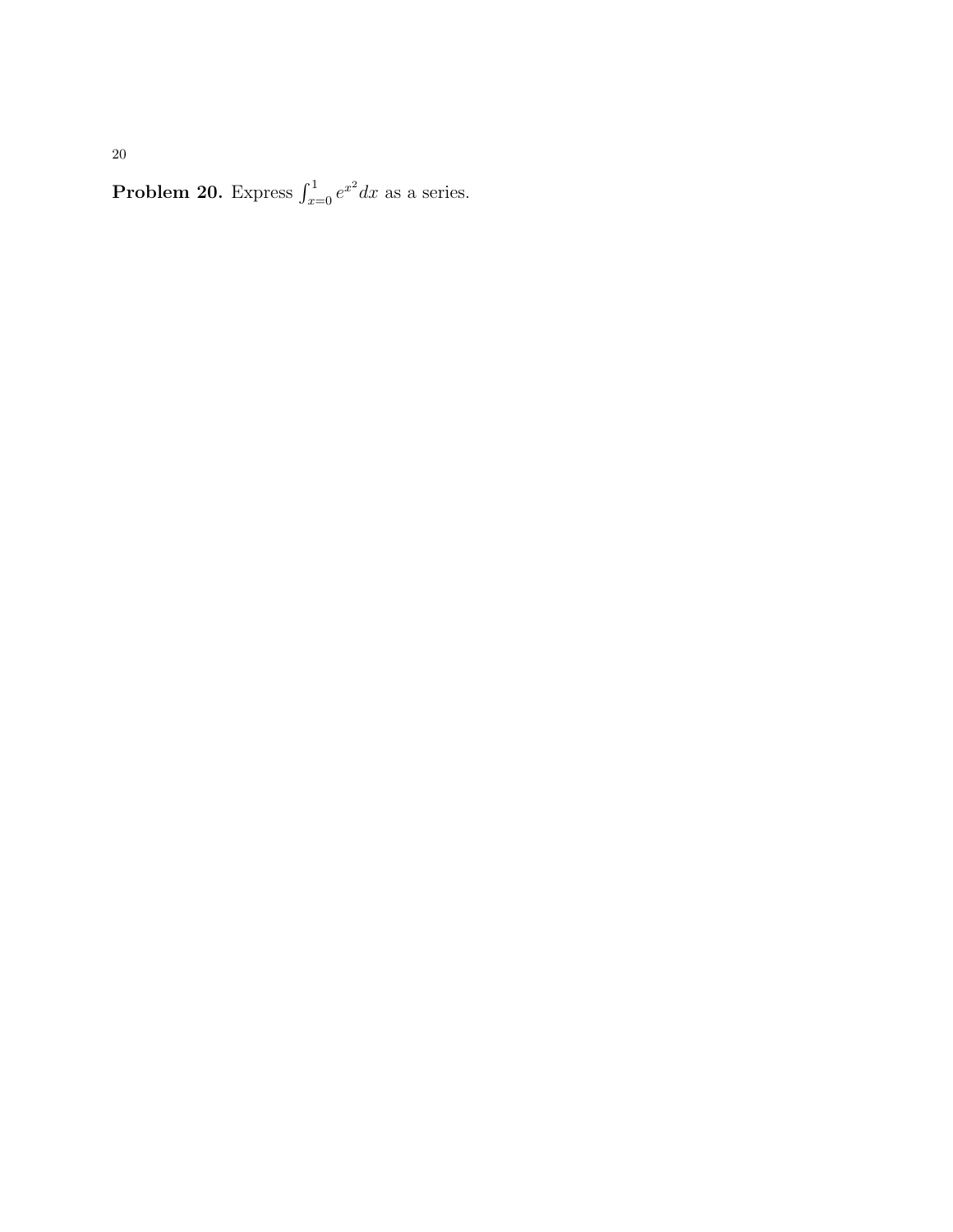**Problem 20.** Express $\int_{x=0}^{1} e^{x^2} dx$ as a series.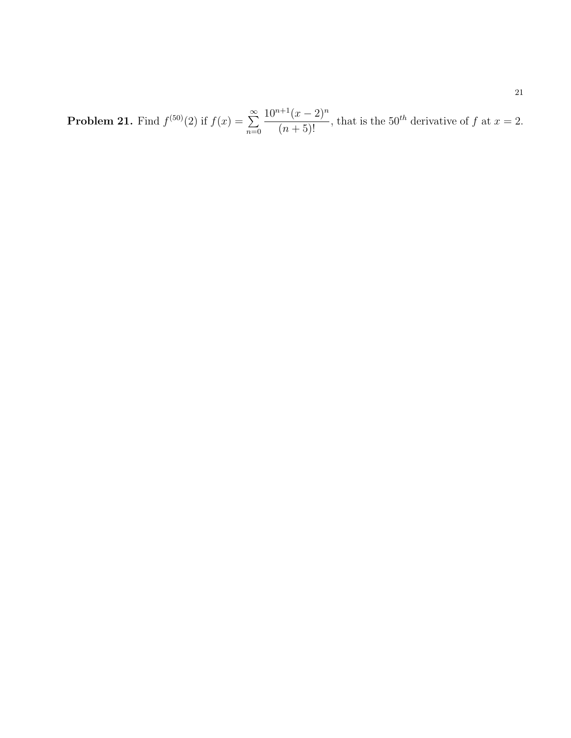**Problem 21.** Find $f^{(50)}(2)$ if $f(x) = \sum_{n=0}^{\infty} \frac{10^{n+1}(x-2)^n}{(n+5)!}$, that is the $50^{th}$ derivative of $f$ at $x = 2$.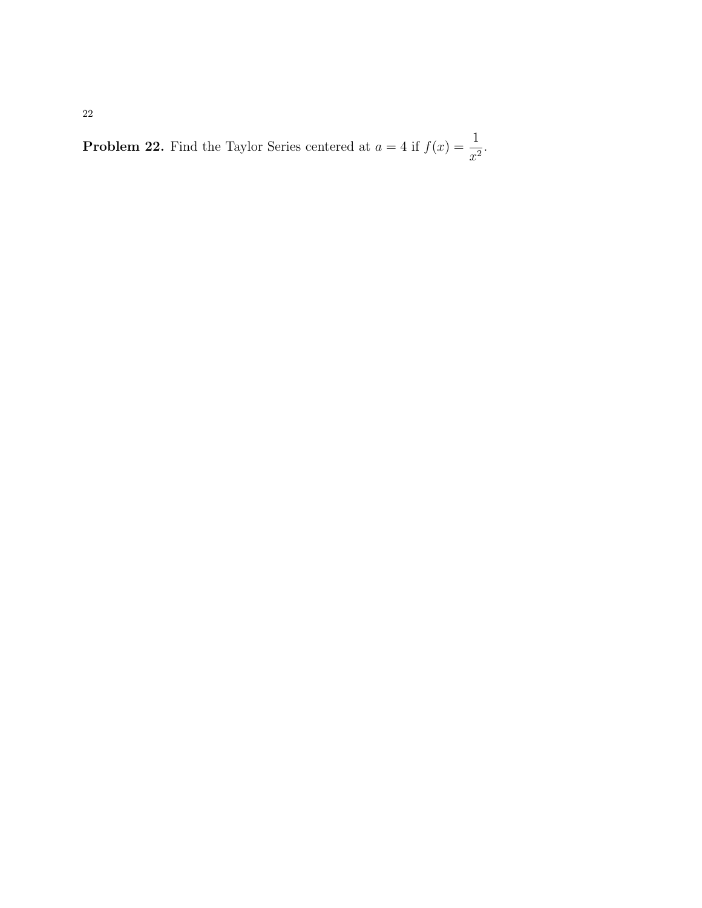**Problem 22.** Find the Taylor Series centered at $a = 4$ if $f(x) = \dfrac{1}{x^2}$.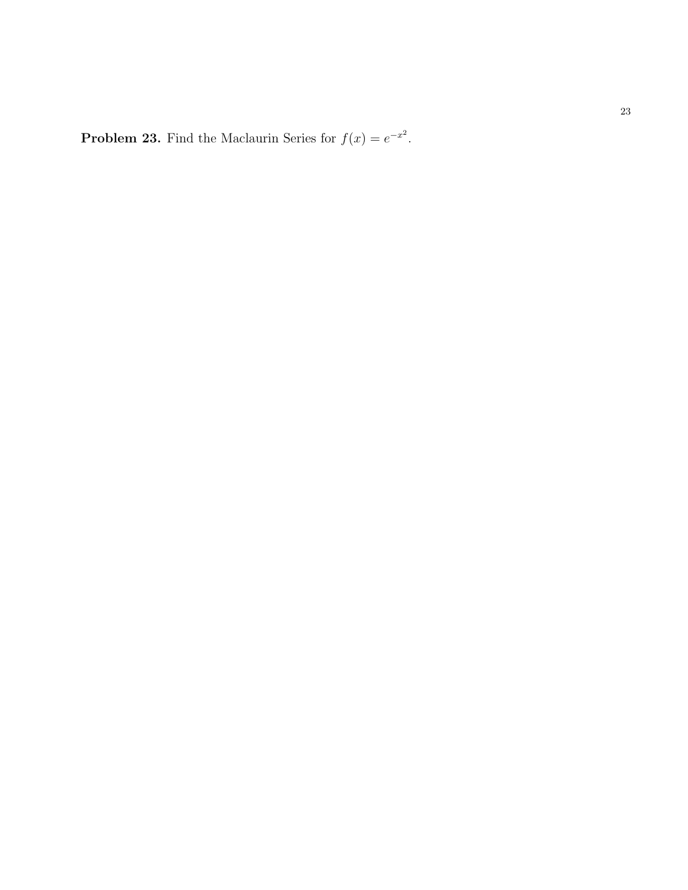**Problem 23.** Find the Maclaurin Series for $f(x) = e^{-x^2}$.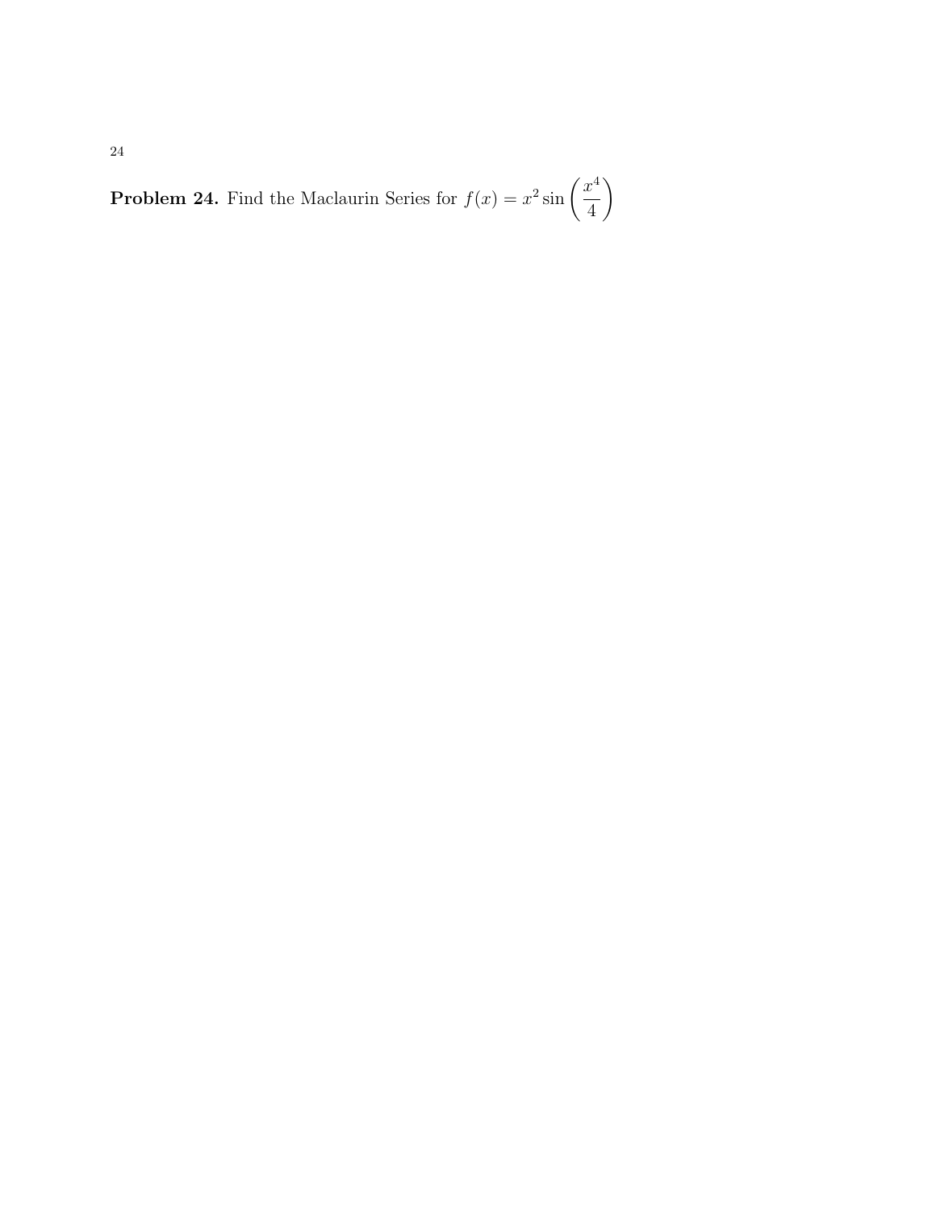**Problem 24.** Find the Maclaurin Series for $f(x) = x^2 \sin\left(\dfrac{x^4}{4}\right)$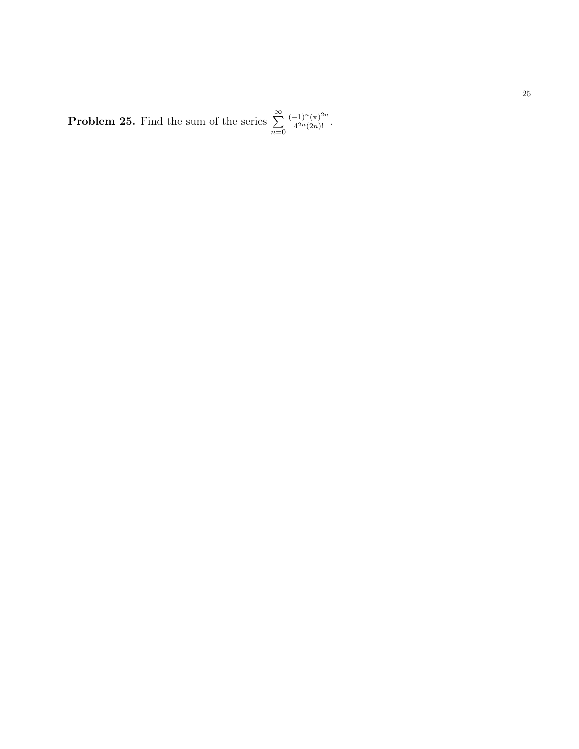**Problem 25.** Find the sum of the series $\sum_{n=0}^{\infty} \frac{(-1)^n (\pi)^{2n}}{4^{2n}(2n)!}$.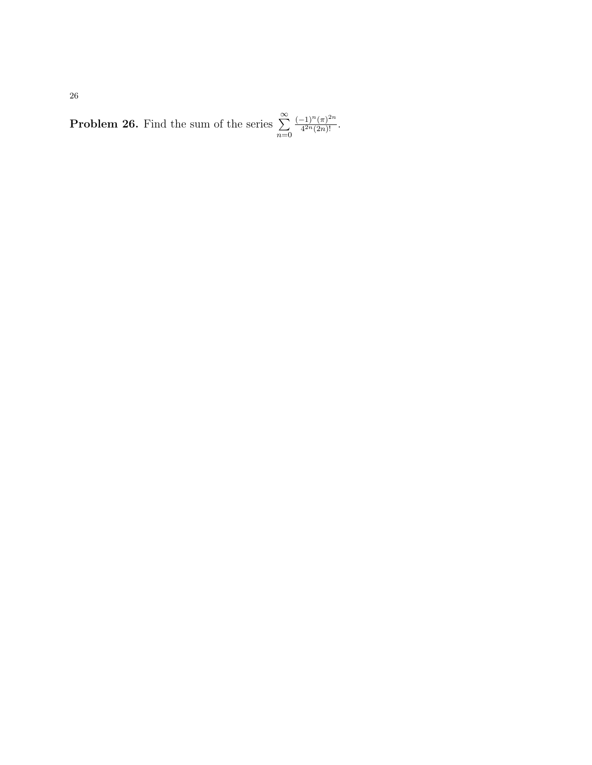**Problem 26.** Find the sum of the series $\sum\limits_{n=0}^{\infty} \frac{(-1)^n(\pi)^{2n}}{4^{2n}(2n)!}$.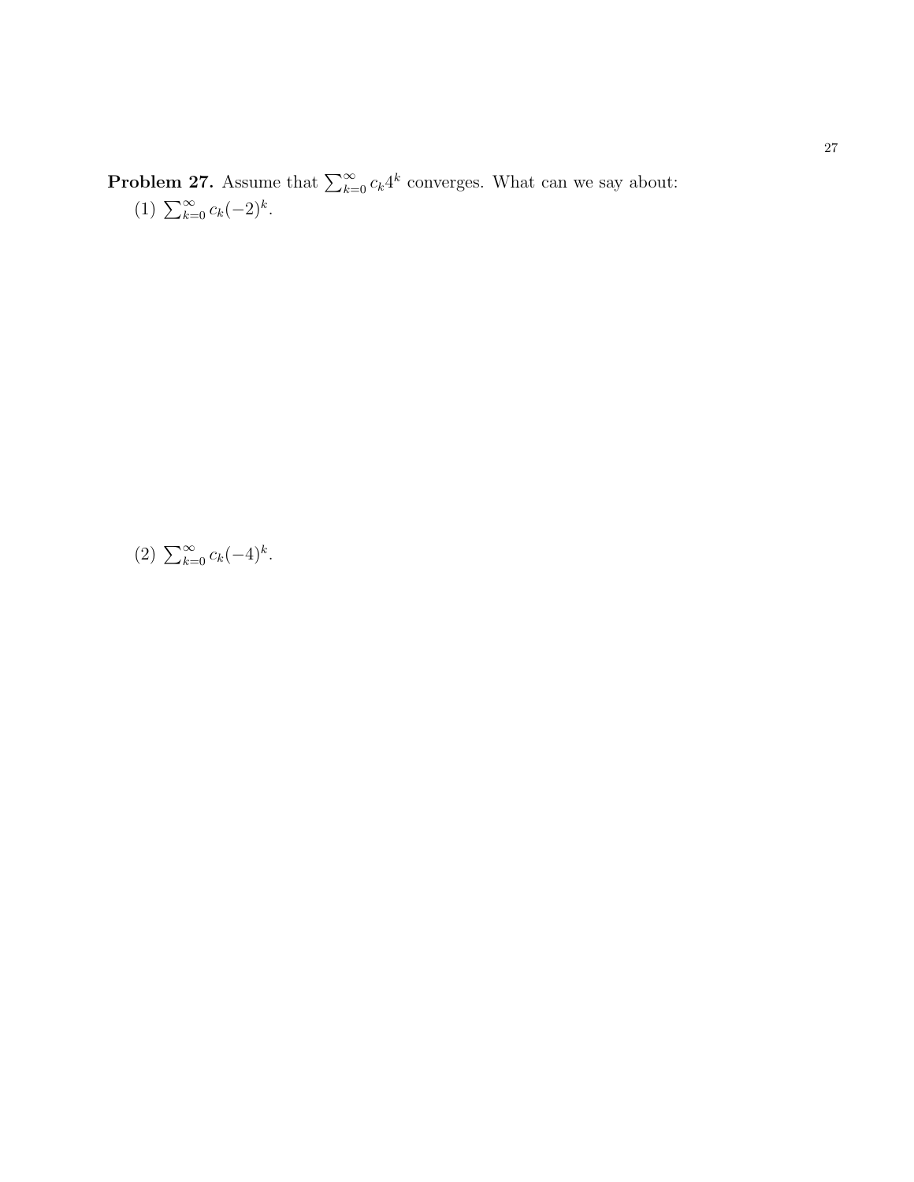**Problem 27.** Assume that $\sum_{k=0}^{\infty} c_k 4^k$ converges. What can we say about:

(1) $\sum_{k=0}^{\infty} c_k (-2)^k$.

(2) $\sum_{k=0}^{\infty} c_k (-4)^k$.